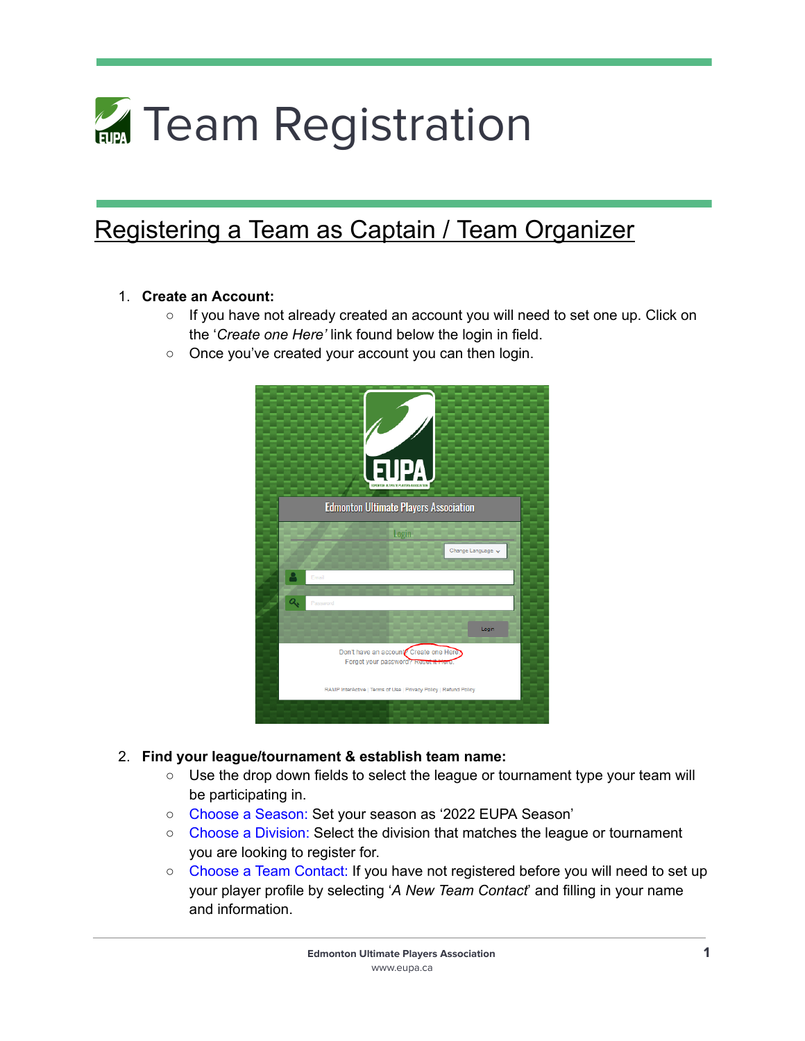# Team Registration

## Registering a Team as Captain / Team Organizer

1. **Create an Account:**
   - If you have not already created an account you will need to set one up. Click on the '*Create one Here'* link found below the login in field.
   - Once you've created your account you can then login.

2. **Find your league/tournament & establish team name:**
   - Use the drop down fields to select the league or tournament type your team will be participating in.
   - Choose a Season: Set your season as '2022 EUPA Season'
   - Choose a Division: Select the division that matches the league or tournament you are looking to register for.
   - Choose a Team Contact: If you have not registered before you will need to set up your player profile by selecting '*A New Team Contact*' and filling in your name and information.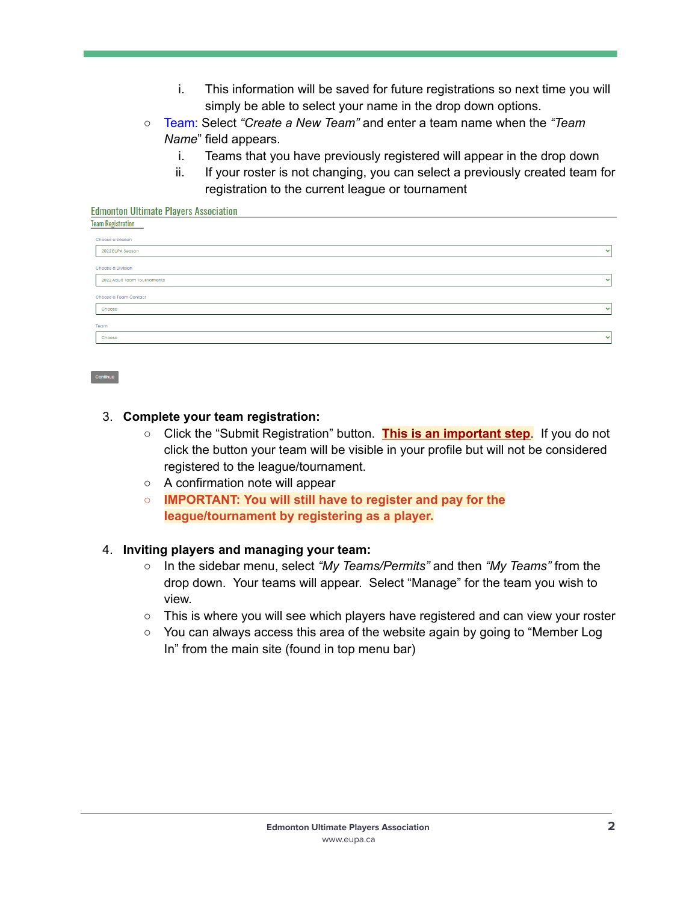i. This information will be saved for future registrations so next time you will simply be able to select your name in the drop down options.

- Team: Select *"Create a New Team"* and enter a team name when the *"Team Name*" field appears.
   i. Teams that you have previously registered will appear in the drop down
   ii. If your roster is not changing, you can select a previously created team for registration to the current league or tournament

Edmonton Ultimate Players Association

Team Registration

Choose a Season

2022 EUPA Season

Choose a Division

2022 Adult Team Tournaments

Choose a Team Contact

Choose

Team

Choose

Continue

3. **Complete your team registration:**
   - Click the "Submit Registration" button. **This is an important step**. If you do not click the button your team will be visible in your profile but will not be considered registered to the league/tournament.
   - A confirmation note will appear
   - **IMPORTANT: You will still have to register and pay for the league/tournament by registering as a player.**

4. **Inviting players and managing your team:**
   - In the sidebar menu, select *"My Teams/Permits"* and then *"My Teams"* from the drop down. Your teams will appear. Select "Manage" for the team you wish to view.
   - This is where you will see which players have registered and can view your roster
   - You can always access this area of the website again by going to "Member Log In" from the main site (found in top menu bar)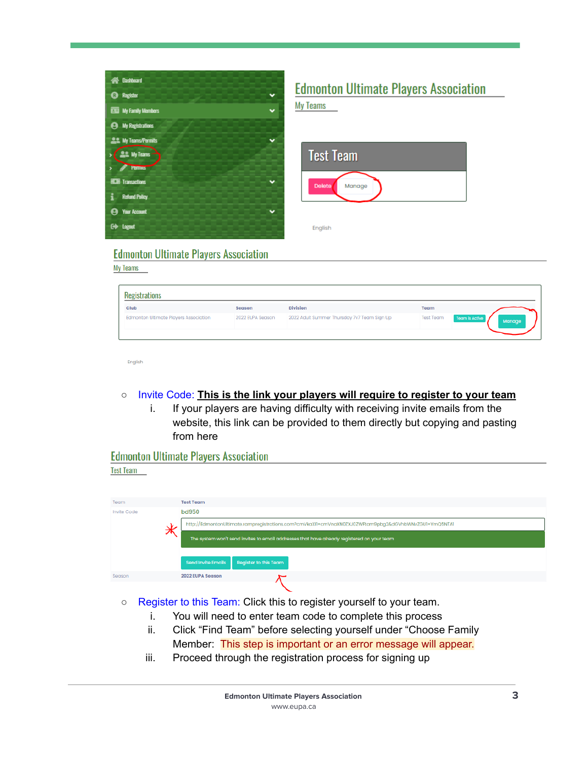- Invite Code: **This is the link your players will require to register to your team**
    i. If your players are having difficulty with receiving invite emails from the website, this link can be provided to them directly but copying and pasting from here

- Register to this Team: Click this to register yourself to your team.
    i. You will need to enter team code to complete this process
    ii. Click "Find Team" before selecting yourself under "Choose Family Member: This step is important or an error message will appear.
    iii. Proceed through the registration process for signing up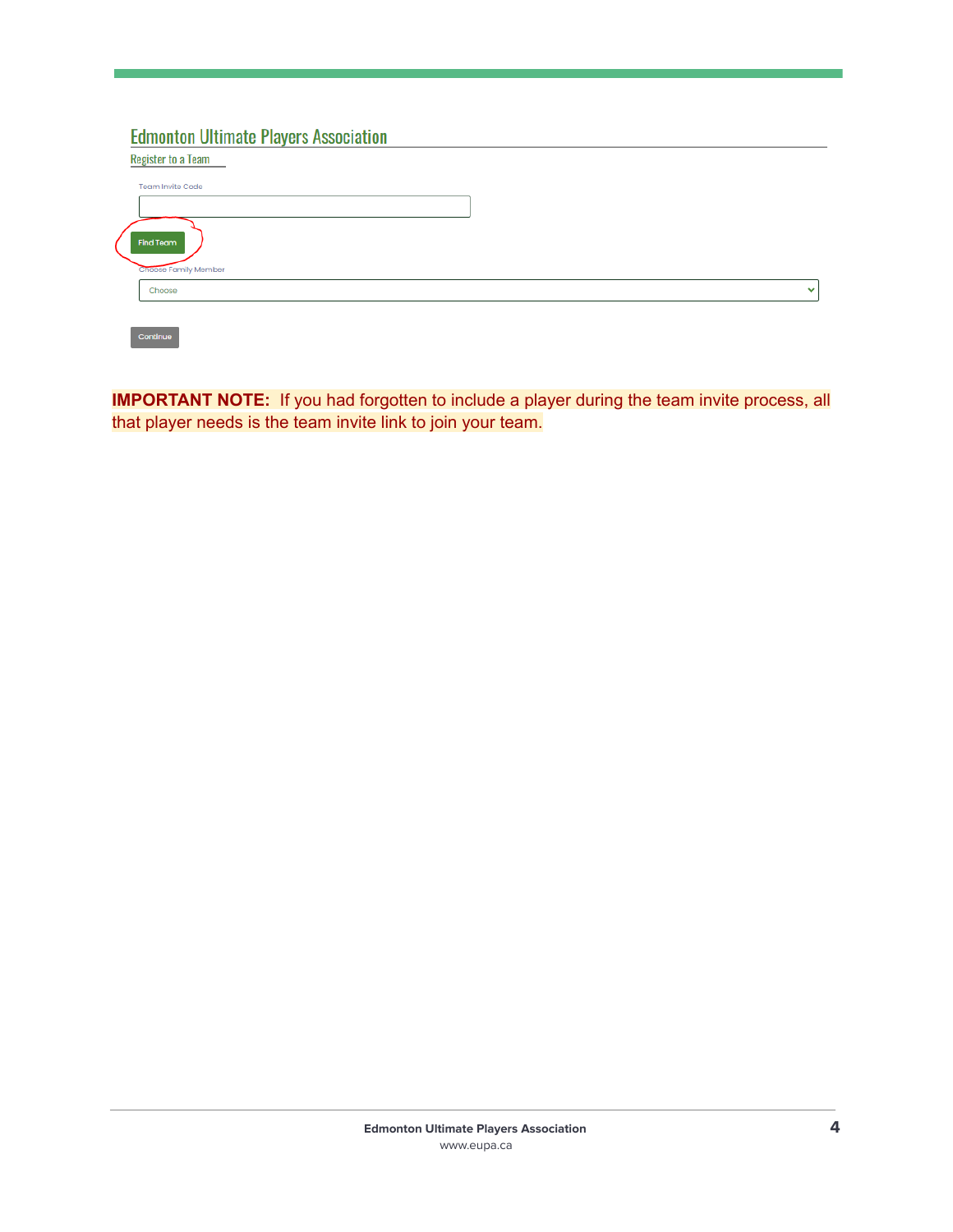Edmonton Ultimate Players Association

Register to a Team

Team Invite Code

Find Team

Choose Family Member

Choose

Continue

**IMPORTANT NOTE:** If you had forgotten to include a player during the team invite process, all that player needs is the team invite link to join your team.